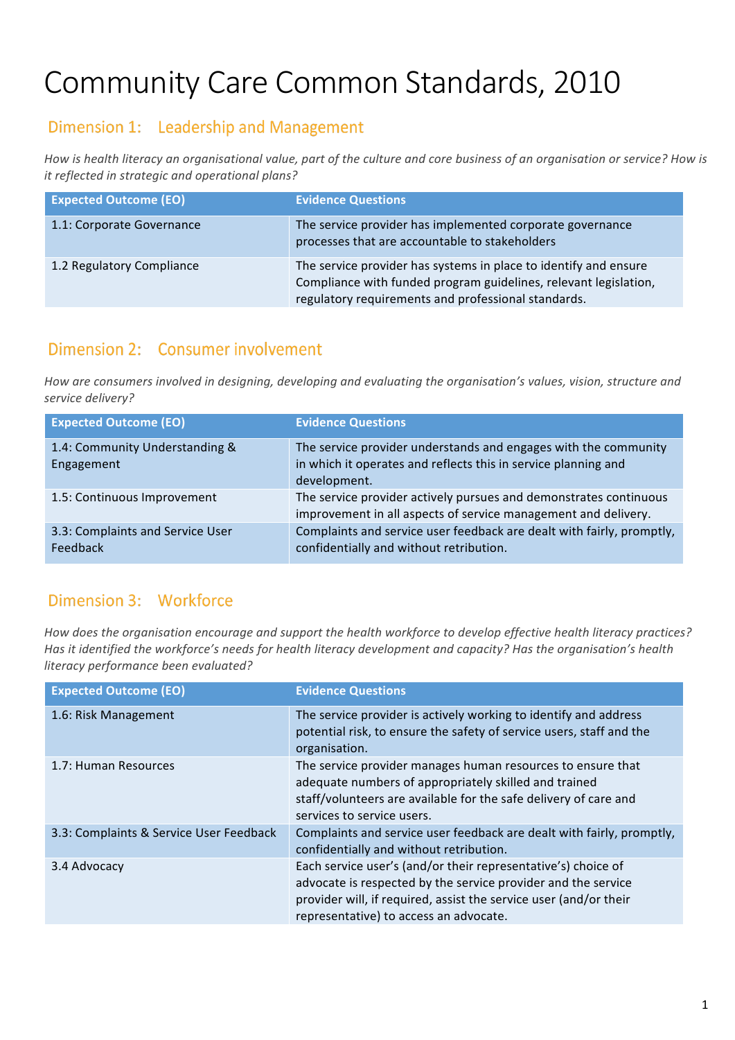# Community Care Common Standards, 2010

## Dimension 1: Leadership and Management

*How is health literacy an organisational value, part of the culture and core business of an organisation or service? How is it reflected in strategic and operational plans?*

| Expected Outcome (EO) | Evidence Questions |
|---|---|
| 1.1: Corporate Governance | The service provider has implemented corporate governance processes that are accountable to stakeholders |
| 1.2 Regulatory Compliance | The service provider has systems in place to identify and ensure Compliance with funded program guidelines, relevant legislation, regulatory requirements and professional standards. |

## Dimension 2: Consumer involvement

*How are consumers involved in designing, developing and evaluating the organisation's values, vision, structure and service delivery?*

| Expected Outcome (EO) | Evidence Questions |
|---|---|
| 1.4: Community Understanding & Engagement | The service provider understands and engages with the community in which it operates and reflects this in service planning and development. |
| 1.5: Continuous Improvement | The service provider actively pursues and demonstrates continuous improvement in all aspects of service management and delivery. |
| 3.3: Complaints and Service User Feedback | Complaints and service user feedback are dealt with fairly, promptly, confidentially and without retribution. |

## Dimension 3: Workforce

*How does the organisation encourage and support the health workforce to develop effective health literacy practices? Has it identified the workforce's needs for health literacy development and capacity? Has the organisation's health literacy performance been evaluated?*

| Expected Outcome (EO) | Evidence Questions |
|---|---|
| 1.6: Risk Management | The service provider is actively working to identify and address potential risk, to ensure the safety of service users, staff and the organisation. |
| 1.7: Human Resources | The service provider manages human resources to ensure that adequate numbers of appropriately skilled and trained staff/volunteers are available for the safe delivery of care and services to service users. |
| 3.3: Complaints & Service User Feedback | Complaints and service user feedback are dealt with fairly, promptly, confidentially and without retribution. |
| 3.4 Advocacy | Each service user's (and/or their representative's) choice of advocate is respected by the service provider and the service provider will, if required, assist the service user (and/or their representative) to access an advocate. |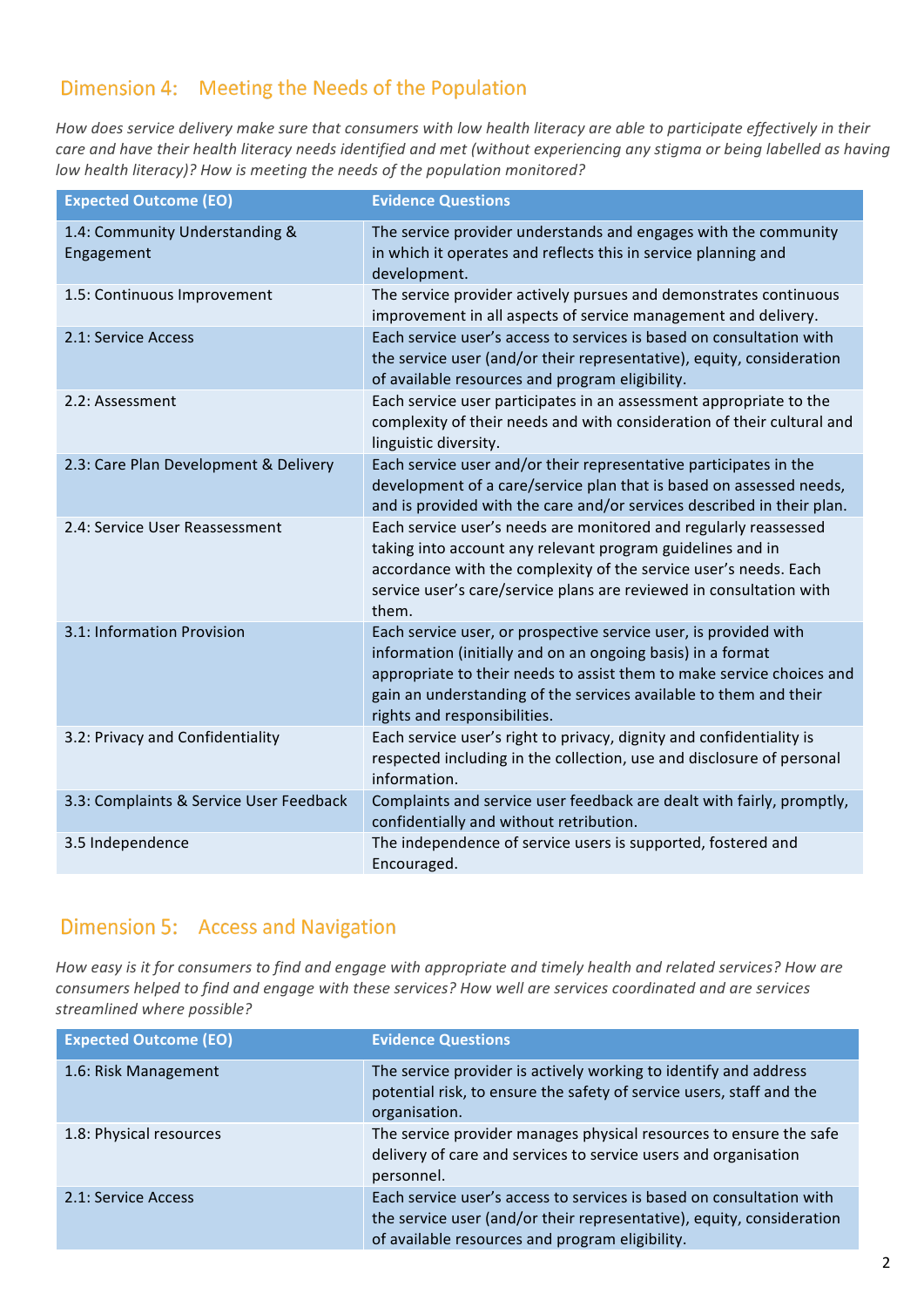## Dimension 4: Meeting the Needs of the Population

*How does service delivery make sure that consumers with low health literacy are able to participate effectively in their care and have their health literacy needs identified and met (without experiencing any stigma or being labelled as having low health literacy)? How is meeting the needs of the population monitored?*

| Expected Outcome (EO) | Evidence Questions |
|---|---|
| 1.4: Community Understanding & Engagement | The service provider understands and engages with the community in which it operates and reflects this in service planning and development. |
| 1.5: Continuous Improvement | The service provider actively pursues and demonstrates continuous improvement in all aspects of service management and delivery. |
| 2.1: Service Access | Each service user's access to services is based on consultation with the service user (and/or their representative), equity, consideration of available resources and program eligibility. |
| 2.2: Assessment | Each service user participates in an assessment appropriate to the complexity of their needs and with consideration of their cultural and linguistic diversity. |
| 2.3: Care Plan Development & Delivery | Each service user and/or their representative participates in the development of a care/service plan that is based on assessed needs, and is provided with the care and/or services described in their plan. |
| 2.4: Service User Reassessment | Each service user's needs are monitored and regularly reassessed taking into account any relevant program guidelines and in accordance with the complexity of the service user's needs. Each service user's care/service plans are reviewed in consultation with them. |
| 3.1: Information Provision | Each service user, or prospective service user, is provided with information (initially and on an ongoing basis) in a format appropriate to their needs to assist them to make service choices and gain an understanding of the services available to them and their rights and responsibilities. |
| 3.2: Privacy and Confidentiality | Each service user's right to privacy, dignity and confidentiality is respected including in the collection, use and disclosure of personal information. |
| 3.3: Complaints & Service User Feedback | Complaints and service user feedback are dealt with fairly, promptly, confidentially and without retribution. |
| 3.5 Independence | The independence of service users is supported, fostered and Encouraged. |

## Dimension 5: Access and Navigation

*How easy is it for consumers to find and engage with appropriate and timely health and related services? How are consumers helped to find and engage with these services? How well are services coordinated and are services streamlined where possible?*

| Expected Outcome (EO) | Evidence Questions |
|---|---|
| 1.6: Risk Management | The service provider is actively working to identify and address potential risk, to ensure the safety of service users, staff and the organisation. |
| 1.8: Physical resources | The service provider manages physical resources to ensure the safe delivery of care and services to service users and organisation personnel. |
| 2.1: Service Access | Each service user's access to services is based on consultation with the service user (and/or their representative), equity, consideration of available resources and program eligibility. |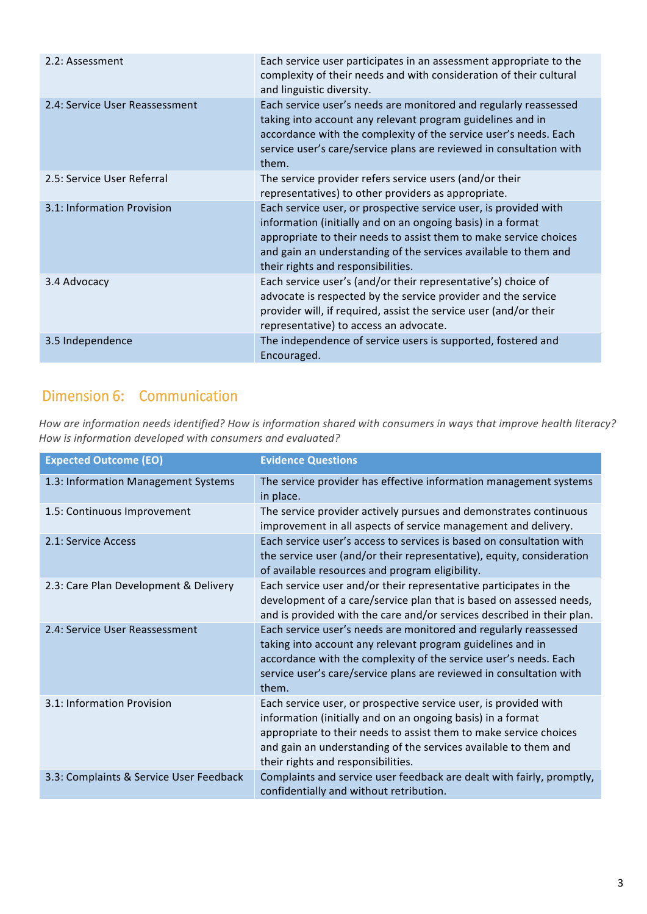| | |
|---|---|
| 2.2: Assessment | Each service user participates in an assessment appropriate to the complexity of their needs and with consideration of their cultural and linguistic diversity. |
| 2.4: Service User Reassessment | Each service user's needs are monitored and regularly reassessed taking into account any relevant program guidelines and in accordance with the complexity of the service user's needs. Each service user's care/service plans are reviewed in consultation with them. |
| 2.5: Service User Referral | The service provider refers service users (and/or their representatives) to other providers as appropriate. |
| 3.1: Information Provision | Each service user, or prospective service user, is provided with information (initially and on an ongoing basis) in a format appropriate to their needs to assist them to make service choices and gain an understanding of the services available to them and their rights and responsibilities. |
| 3.4 Advocacy | Each service user's (and/or their representative's) choice of advocate is respected by the service provider and the service provider will, if required, assist the service user (and/or their representative) to access an advocate. |
| 3.5 Independence | The independence of service users is supported, fostered and Encouraged. |

## Dimension 6: Communication

*How are information needs identified? How is information shared with consumers in ways that improve health literacy? How is information developed with consumers and evaluated?*

| Expected Outcome (EO) | Evidence Questions |
|---|---|
| 1.3: Information Management Systems | The service provider has effective information management systems in place. |
| 1.5: Continuous Improvement | The service provider actively pursues and demonstrates continuous improvement in all aspects of service management and delivery. |
| 2.1: Service Access | Each service user's access to services is based on consultation with the service user (and/or their representative), equity, consideration of available resources and program eligibility. |
| 2.3: Care Plan Development & Delivery | Each service user and/or their representative participates in the development of a care/service plan that is based on assessed needs, and is provided with the care and/or services described in their plan. |
| 2.4: Service User Reassessment | Each service user's needs are monitored and regularly reassessed taking into account any relevant program guidelines and in accordance with the complexity of the service user's needs. Each service user's care/service plans are reviewed in consultation with them. |
| 3.1: Information Provision | Each service user, or prospective service user, is provided with information (initially and on an ongoing basis) in a format appropriate to their needs to assist them to make service choices and gain an understanding of the services available to them and their rights and responsibilities. |
| 3.3: Complaints & Service User Feedback | Complaints and service user feedback are dealt with fairly, promptly, confidentially and without retribution. |